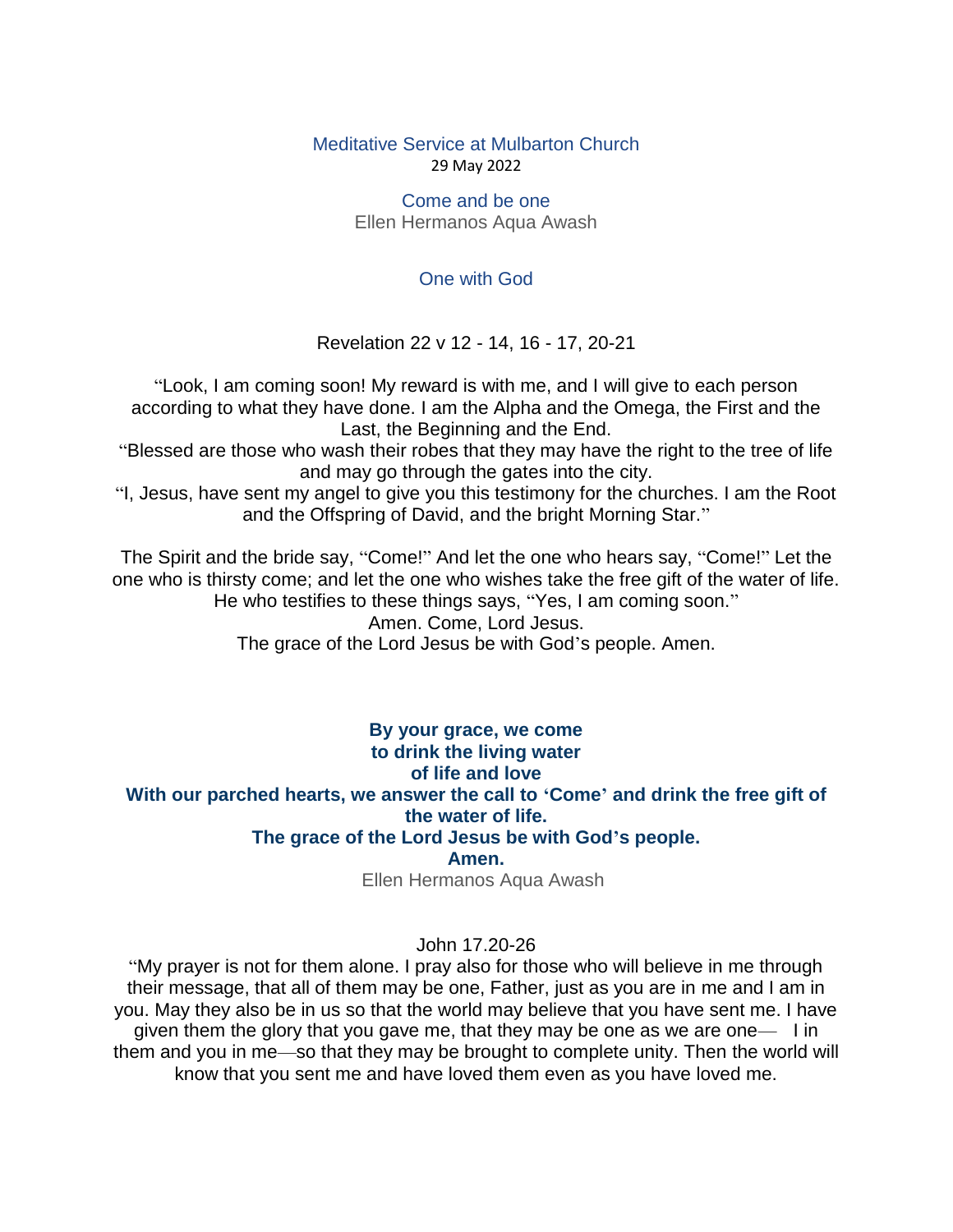# Meditative Service at Mulbarton Church

29 May 2022

## Come and be one

Ellen Hermanos Aqua Awash

## One with God

Revelation 22 v 12 - 14, 16 - 17, 20-21

"Look, I am coming soon! My reward is with me, and I will give to each person according to what they have done. I am the Alpha and the Omega, the First and the Last, the Beginning and the End.
"Blessed are those who wash their robes that they may have the right to the tree of life and may go through the gates into the city.
"I, Jesus, have sent my angel to give you this testimony for the churches. I am the Root and the Offspring of David, and the bright Morning Star."

The Spirit and the bride say, "Come!" And let the one who hears say, "Come!" Let the one who is thirsty come; and let the one who wishes take the free gift of the water of life.
He who testifies to these things says, "Yes, I am coming soon."
Amen. Come, Lord Jesus.
The grace of the Lord Jesus be with God's people. Amen.

**By your grace, we come**
**to drink the living water**
**of life and love**
**With our parched hearts, we answer the call to 'Come' and drink the free gift of the water of life.**
**The grace of the Lord Jesus be with God's people.**
**Amen.**

Ellen Hermanos Aqua Awash

John 17.20-26

"My prayer is not for them alone. I pray also for those who will believe in me through their message, that all of them may be one, Father, just as you are in me and I am in you. May they also be in us so that the world may believe that you have sent me. I have given them the glory that you gave me, that they may be one as we are one— I in them and you in me—so that they may be brought to complete unity. Then the world will know that you sent me and have loved them even as you have loved me.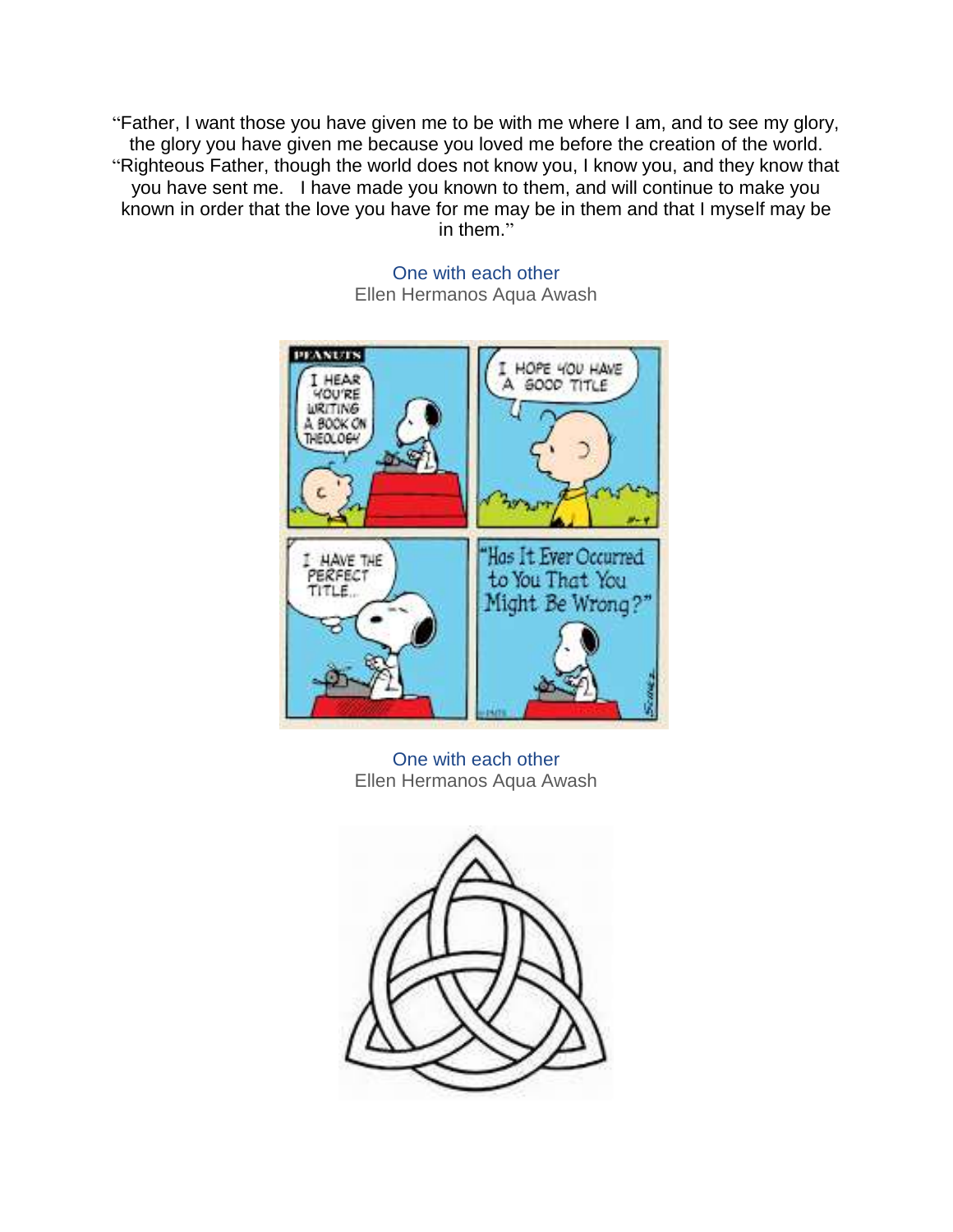"Father, I want those you have given me to be with me where I am, and to see my glory, the glory you have given me because you loved me before the creation of the world. "Righteous Father, though the world does not know you, I know you, and they know that you have sent me. I have made you known to them, and will continue to make you known in order that the love you have for me may be in them and that I myself may be in them."

One with each other
Ellen Hermanos Aqua Awash

One with each other
Ellen Hermanos Aqua Awash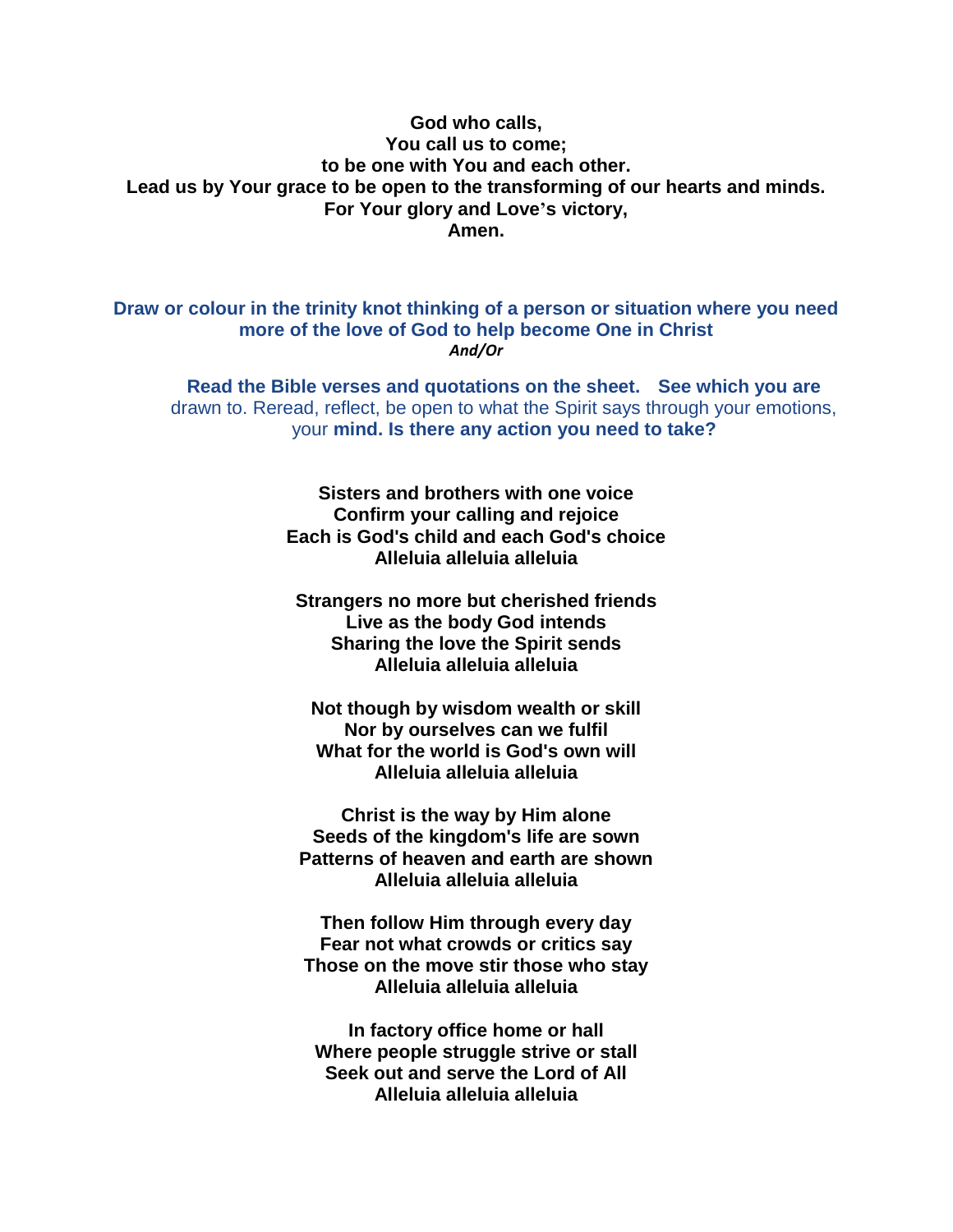**God who calls,**
**You call us to come;**
**to be one with You and each other.**
**Lead us by Your grace to be open to the transforming of our hearts and minds.**
**For Your glory and Love's victory,**
**Amen.**

**Draw or colour in the trinity knot thinking of a person or situation where you need more of the love of God to help become One in Christ**

***And/Or***

**Read the Bible verses and quotations on the sheet. See which you are** drawn to. Reread, reflect, be open to what the Spirit says through your emotions, your **mind. Is there any action you need to take?**

**Sisters and brothers with one voice**
**Confirm your calling and rejoice**
**Each is God's child and each God's choice**
**Alleluia alleluia alleluia**

**Strangers no more but cherished friends**
**Live as the body God intends**
**Sharing the love the Spirit sends**
**Alleluia alleluia alleluia**

**Not though by wisdom wealth or skill**
**Nor by ourselves can we fulfil**
**What for the world is God's own will**
**Alleluia alleluia alleluia**

**Christ is the way by Him alone**
**Seeds of the kingdom's life are sown**
**Patterns of heaven and earth are shown**
**Alleluia alleluia alleluia**

**Then follow Him through every day**
**Fear not what crowds or critics say**
**Those on the move stir those who stay**
**Alleluia alleluia alleluia**

**In factory office home or hall**
**Where people struggle strive or stall**
**Seek out and serve the Lord of All**
**Alleluia alleluia alleluia**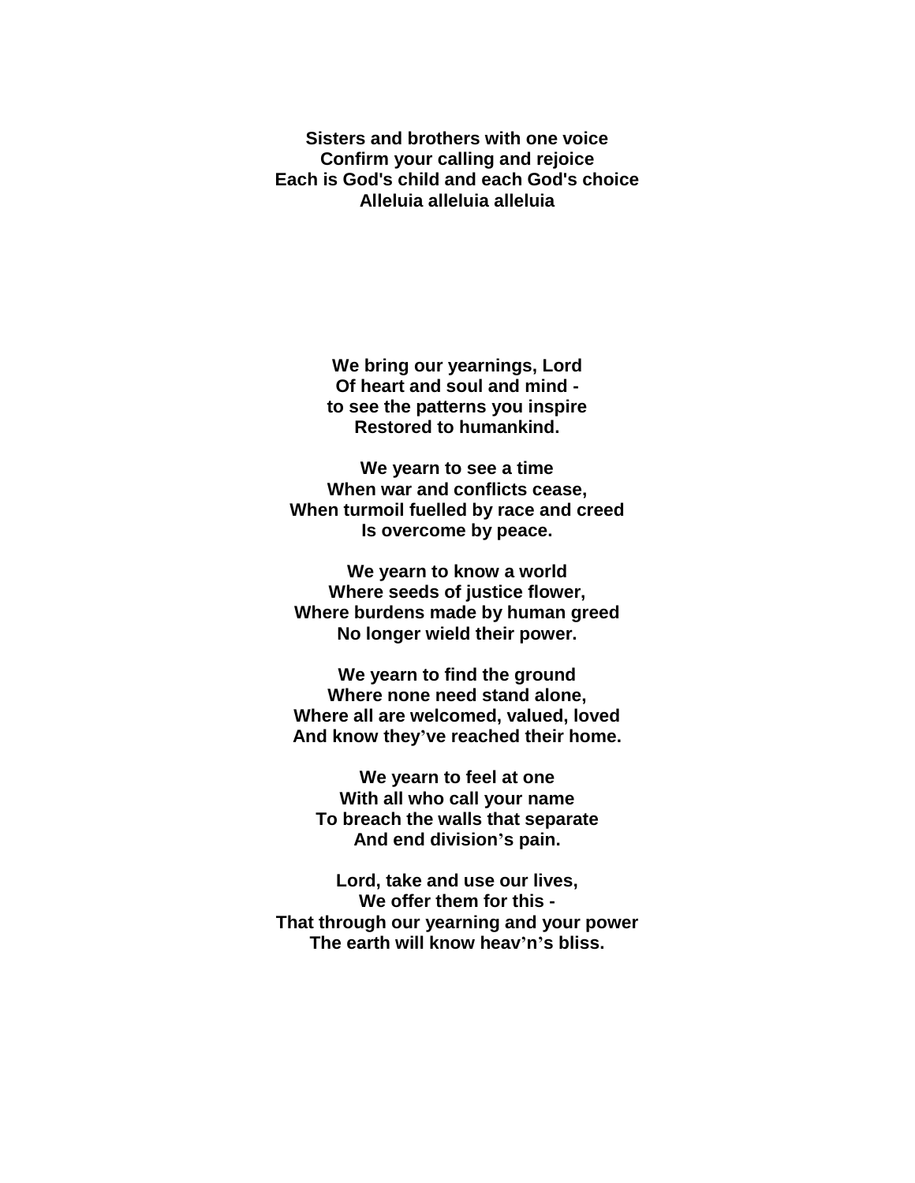**Sisters and brothers with one voice**
**Confirm your calling and rejoice**
**Each is God's child and each God's choice**
**Alleluia alleluia alleluia**

**We bring our yearnings, Lord**
**Of heart and soul and mind -**
**to see the patterns you inspire**
**Restored to humankind.**

**We yearn to see a time**
**When war and conflicts cease,**
**When turmoil fuelled by race and creed**
**Is overcome by peace.**

**We yearn to know a world**
**Where seeds of justice flower,**
**Where burdens made by human greed**
**No longer wield their power.**

**We yearn to find the ground**
**Where none need stand alone,**
**Where all are welcomed, valued, loved**
**And know they've reached their home.**

**We yearn to feel at one**
**With all who call your name**
**To breach the walls that separate**
**And end division's pain.**

**Lord, take and use our lives,**
**We offer them for this -**
**That through our yearning and your power**
**The earth will know heav'n's bliss.**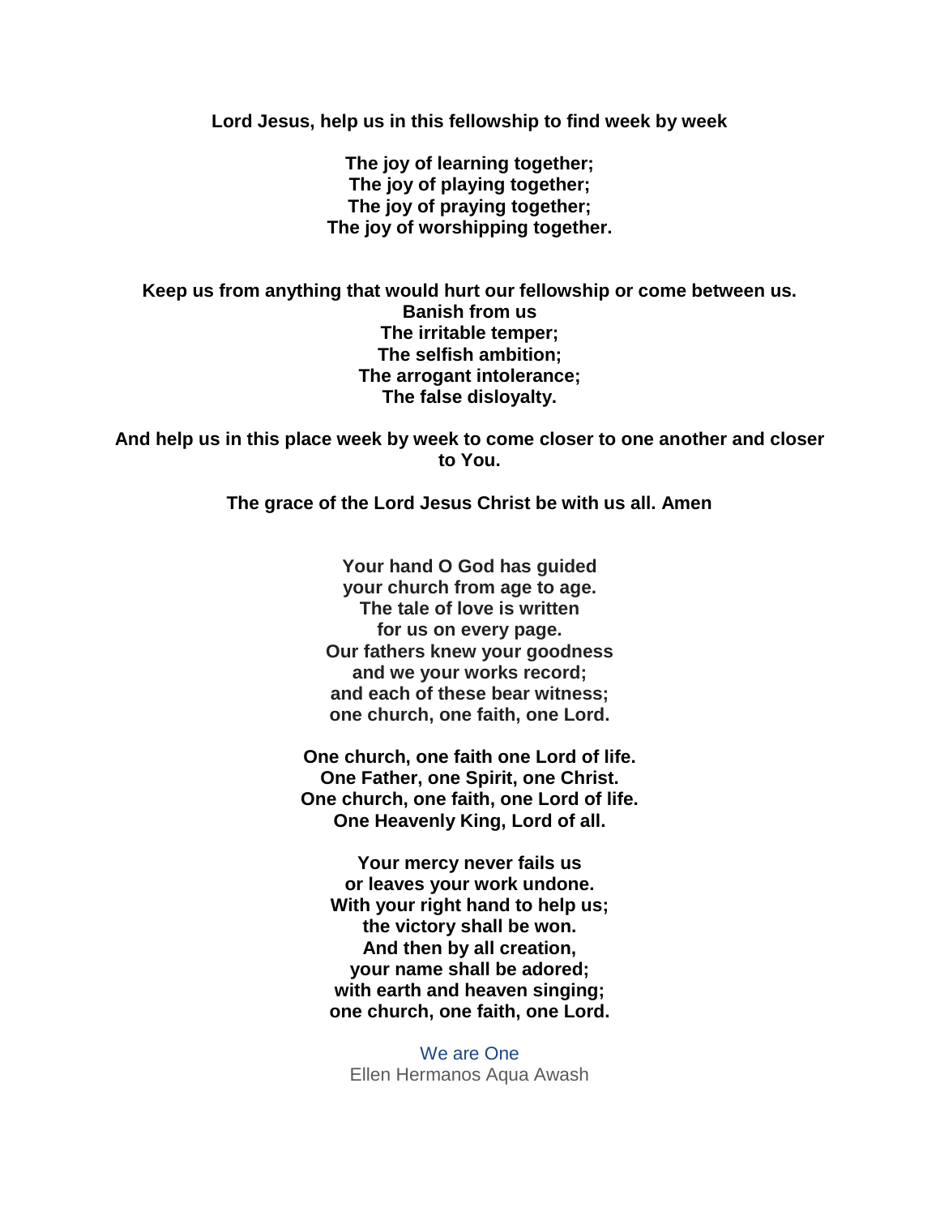**Lord Jesus, help us in this fellowship to find week by week**

**The joy of learning together;**
**The joy of playing together;**
**The joy of praying together;**
**The joy of worshipping together.**

**Keep us from anything that would hurt our fellowship or come between us.**
**Banish from us**
**The irritable temper;**
**The selfish ambition;**
**The arrogant intolerance;**
**The false disloyalty.**

**And help us in this place week by week to come closer to one another and closer to You.**

**The grace of the Lord Jesus Christ be with us all. Amen**

**Your hand O God has guided**
**your church from age to age.**
**The tale of love is written**
**for us on every page.**
**Our fathers knew your goodness**
**and we your works record;**
**and each of these bear witness;**
**one church, one faith, one Lord.**

**One church, one faith one Lord of life.**
**One Father, one Spirit, one Christ.**
**One church, one faith, one Lord of life.**
**One Heavenly King, Lord of all.**

**Your mercy never fails us**
**or leaves your work undone.**
**With your right hand to help us;**
**the victory shall be won.**
**And then by all creation,**
**your name shall be adored;**
**with earth and heaven singing;**
**one church, one faith, one Lord.**

We are One
Ellen Hermanos Aqua Awash